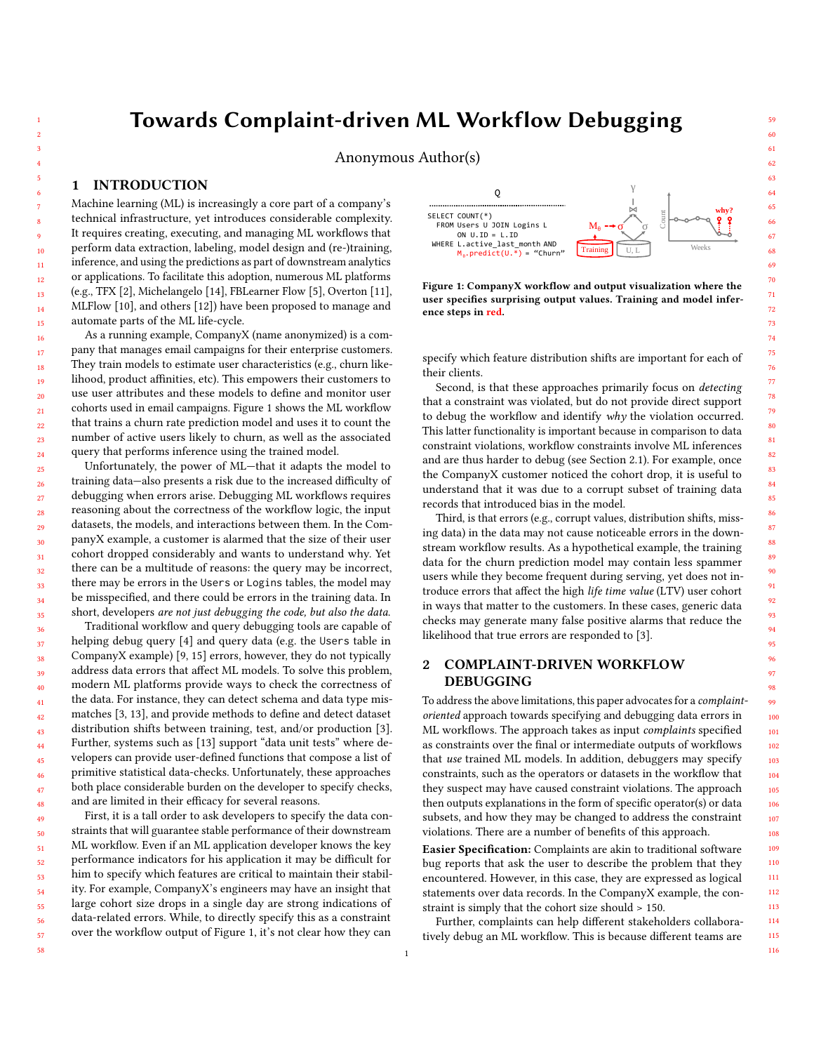# Towards Complaint-driven ML Workflow Debugging

Anonymous Author(s)

## 1 INTRODUCTION

Machine learning (ML) is increasingly a core part of a company's technical infrastructure, yet introduces considerable complexity. It requires creating, executing, and managing ML workflows that perform data extraction, labeling, model design and (re-)training, inference, and using the predictions as part of downstream analytics or applications. To facilitate this adoption, numerous ML platforms (e.g., TFX [2], Michelangelo [14], FBLearner Flow [5], Overton [11], MLFlow [10], and others [12]) have been proposed to manage and automate parts of the ML life-cycle.

As a running example, CompanyX (name anonymized) is a company that manages email campaigns for their enterprise customers. They train models to estimate user characteristics (e.g., churn likelihood, product affinities, etc). This empowers their customers to use user attributes and these models to define and monitor user cohorts used in email campaigns. Figure 1 shows the ML workflow that trains a churn rate prediction model and uses it to count the number of active users likely to churn, as well as the associated query that performs inference using the trained model.

Unfortunately, the power of ML—that it adapts the model to training data—also presents a risk due to the increased difficulty of debugging when errors arise. Debugging ML workflows requires reasoning about the correctness of the workflow logic, the input datasets, the models, and interactions between them. In the CompanyX example, a customer is alarmed that the size of their user cohort dropped considerably and wants to understand why. Yet there can be a multitude of reasons: the query may be incorrect, there may be errors in the `Users` or `Logins` tables, the model may be misspecified, and there could be errors in the training data. In short, developers *are not just debugging the code, but also the data.*

Traditional workflow and query debugging tools are capable of helping debug query [4] and query data (e.g. the `Users` table in CompanyX example) [9, 15] errors, however, they do not typically address data errors that affect ML models. To solve this problem, modern ML platforms provide ways to check the correctness of the data. For instance, they can detect schema and data type mismatches [3, 13], and provide methods to define and detect dataset distribution shifts between training, test, and/or production [3]. Further, systems such as [13] support "data unit tests" where developers can provide user-defined functions that compose a list of primitive statistical data-checks. Unfortunately, these approaches both place considerable burden on the developer to specify checks, and are limited in their efficacy for several reasons.

First, it is a tall order to ask developers to specify the data constraints that will guarantee stable performance of their downstream ML workflow. Even if an ML application developer knows the key performance indicators for his application it may be difficult for him to specify which features are critical to maintain their stability. For example, CompanyX's engineers may have an insight that large cohort size drops in a single day are strong indications of data-related errors. While, to directly specify this as a constraint over the workflow output of Figure 1, it's not clear how they can

```
SELECT COUNT(*)
  FROM Users U JOIN Logins L
      ON U.ID = L.ID
 WHERE L.active_last_month AND
       Mθ.predict(U.*) = "Churn"
```

**Figure 1: CompanyX workflow and output visualization where the user specifies surprising output values. Training and model inference steps in red.**

specify which feature distribution shifts are important for each of their clients.

Second, is that these approaches primarily focus on *detecting* that a constraint was violated, but do not provide direct support to debug the workflow and identify *why* the violation occurred. This latter functionality is important because in comparison to data constraint violations, workflow constraints involve ML inferences and are thus harder to debug (see Section 2.1). For example, once the CompanyX customer noticed the cohort drop, it is useful to understand that it was due to a corrupt subset of training data records that introduced bias in the model.

Third, is that errors (e.g., corrupt values, distribution shifts, missing data) in the data may not cause noticeable errors in the downstream workflow results. As a hypothetical example, the training data for the churn prediction model may contain less spammer users while they become frequent during serving, yet does not introduce errors that affect the high *life time value* (LTV) user cohort in ways that matter to the customers. In these cases, generic data checks may generate many false positive alarms that reduce the likelihood that true errors are responded to [3].

## 2 COMPLAINT-DRIVEN WORKFLOW DEBUGGING

To address the above limitations, this paper advocates for a *complaint-oriented* approach towards specifying and debugging data errors in ML workflows. The approach takes as input *complaints* specified as constraints over the final or intermediate outputs of workflows that *use* trained ML models. In addition, debuggers may specify constraints, such as the operators or datasets in the workflow that they suspect may have caused constraint violations. The approach then outputs explanations in the form of specific operator(s) or data subsets, and how they may be changed to address the constraint violations. There are a number of benefits of this approach.

**Easier Specification:** Complaints are akin to traditional software bug reports that ask the user to describe the problem that they encountered. However, in this case, they are expressed as logical statements over data records. In the CompanyX example, the constraint is simply that the cohort size should > 150.

Further, complaints can help different stakeholders collaboratively debug an ML workflow. This is because different teams are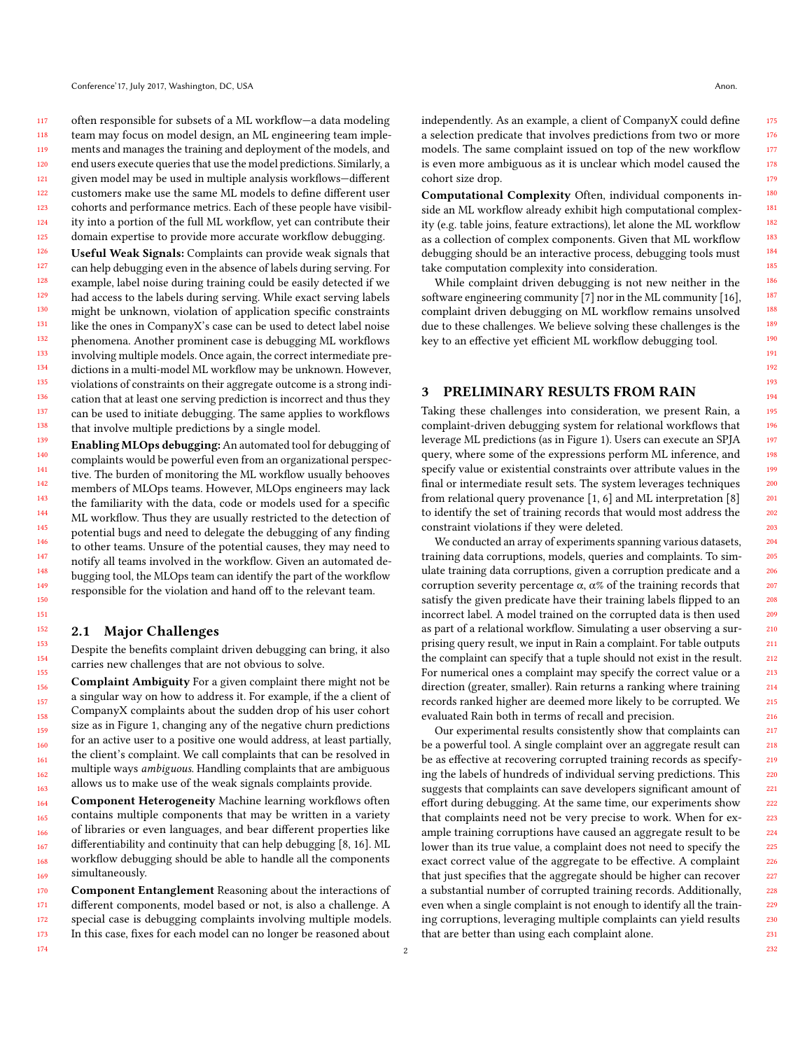often responsible for subsets of a ML workflow—a data modeling team may focus on model design, an ML engineering team implements and manages the training and deployment of the models, and end users execute queries that use the model predictions. Similarly, a given model may be used in multiple analysis workflows—different customers make use the same ML models to define different user cohorts and performance metrics. Each of these people have visibility into a portion of the full ML workflow, yet can contribute their domain expertise to provide more accurate workflow debugging.

**Useful Weak Signals:** Complaints can provide weak signals that can help debugging even in the absence of labels during serving. For example, label noise during training could be easily detected if we had access to the labels during serving. While exact serving labels might be unknown, violation of application specific constraints like the ones in CompanyX's case can be used to detect label noise phenomena. Another prominent case is debugging ML workflows involving multiple models. Once again, the correct intermediate predictions in a multi-model ML workflow may be unknown. However, violations of constraints on their aggregate outcome is a strong indication that at least one serving prediction is incorrect and thus they can be used to initiate debugging. The same applies to workflows that involve multiple predictions by a single model.

**Enabling MLOps debugging:** An automated tool for debugging of complaints would be powerful even from an organizational perspective. The burden of monitoring the ML workflow usually behooves members of MLOps teams. However, MLOps engineers may lack the familiarity with the data, code or models used for a specific ML workflow. Thus they are usually restricted to the detection of potential bugs and need to delegate the debugging of any finding to other teams. Unsure of the potential causes, they may need to notify all teams involved in the workflow. Given an automated debugging tool, the MLOps team can identify the part of the workflow responsible for the violation and hand off to the relevant team.

## 2.1 Major Challenges

Despite the benefits complaint driven debugging can bring, it also carries new challenges that are not obvious to solve.

**Complaint Ambiguity** For a given complaint there might not be a singular way on how to address it. For example, if the a client of CompanyX complaints about the sudden drop of his user cohort size as in Figure 1, changing any of the negative churn predictions for an active user to a positive one would address, at least partially, the client's complaint. We call complaints that can be resolved in multiple ways *ambiguous*. Handling complaints that are ambiguous allows us to make use of the weak signals complaints provide.

**Component Heterogeneity** Machine learning workflows often contains multiple components that may be written in a variety of libraries or even languages, and bear different properties like differentiability and continuity that can help debugging [8, 16]. ML workflow debugging should be able to handle all the components simultaneously.

**Component Entanglement** Reasoning about the interactions of different components, model based or not, is also a challenge. A special case is debugging complaints involving multiple models. In this case, fixes for each model can no longer be reasoned about independently. As an example, a client of CompanyX could define a selection predicate that involves predictions from two or more models. The same complaint issued on top of the new workflow is even more ambiguous as it is unclear which model caused the cohort size drop.

**Computational Complexity** Often, individual components inside an ML workflow already exhibit high computational complexity (e.g. table joins, feature extractions), let alone the ML workflow as a collection of complex components. Given that ML workflow debugging should be an interactive process, debugging tools must take computation complexity into consideration.

While complaint driven debugging is not new neither in the software engineering community [7] nor in the ML community [16], complaint driven debugging on ML workflow remains unsolved due to these challenges. We believe solving these challenges is the key to an effective yet efficient ML workflow debugging tool.

# 3 PRELIMINARY RESULTS FROM RAIN

Taking these challenges into consideration, we present Rain, a complaint-driven debugging system for relational workflows that leverage ML predictions (as in Figure 1). Users can execute an SPJA query, where some of the expressions perform ML inference, and specify value or existential constraints over attribute values in the final or intermediate result sets. The system leverages techniques from relational query provenance [1, 6] and ML interpretation [8] to identify the set of training records that would most address the constraint violations if they were deleted.

We conducted an array of experiments spanning various datasets, training data corruptions, models, queries and complaints. To simulate training data corruptions, given a corruption predicate and a corruption severity percentage $\alpha$, $\alpha$% of the training records that satisfy the given predicate have their training labels flipped to an incorrect label. A model trained on the corrupted data is then used as part of a relational workflow. Simulating a user observing a surprising query result, we input in Rain a complaint. For table outputs the complaint can specify that a tuple should not exist in the result. For numerical ones a complaint may specify the correct value or a direction (greater, smaller). Rain returns a ranking where training records ranked higher are deemed more likely to be corrupted. We evaluated Rain both in terms of recall and precision.

Our experimental results consistently show that complaints can be a powerful tool. A single complaint over an aggregate result can be as effective at recovering corrupted training records as specifying the labels of hundreds of individual serving predictions. This suggests that complaints can save developers significant amount of effort during debugging. At the same time, our experiments show that complaints need not be very precise to work. When for example training corruptions have caused an aggregate result to be lower than its true value, a complaint does not need to specify the exact correct value of the aggregate to be effective. A complaint that just specifies that the aggregate should be higher can recover a substantial number of corrupted training records. Additionally, even when a single complaint is not enough to identify all the training corruptions, leveraging multiple complaints can yield results that are better than using each complaint alone.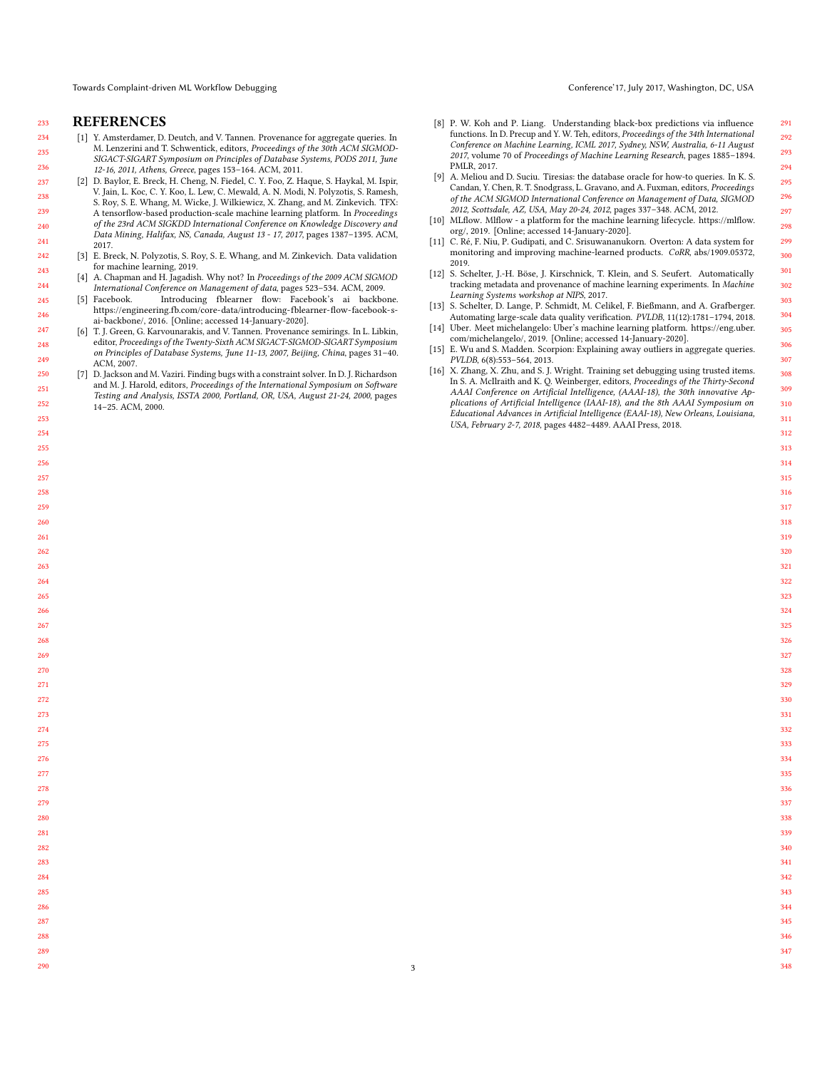# REFERENCES

[1] Y. Amsterdamer, D. Deutch, and V. Tannen. Provenance for aggregate queries. In M. Lenzerini and T. Schwentick, editors, *Proceedings of the 30th ACM SIGMOD-SIGACT-SIGART Symposium on Principles of Database Systems, PODS 2011, June 12-16, 2011, Athens, Greece*, pages 153–164. ACM, 2011.

[2] D. Baylor, E. Breck, H. Cheng, N. Fiedel, C. Y. Foo, Z. Haque, S. Haykal, M. Ispir, V. Jain, L. Koc, C. Y. Koo, L. Lew, C. Mewald, A. N. Modi, N. Polyzotis, S. Ramesh, S. Roy, S. E. Whang, M. Wicke, J. Wilkiewicz, X. Zhang, and M. Zinkevich. TFX: A tensorflow-based production-scale machine learning platform. In *Proceedings of the 23rd ACM SIGKDD International Conference on Knowledge Discovery and Data Mining, Halifax, NS, Canada, August 13 - 17, 2017*, pages 1387–1395. ACM, 2017.

[3] E. Breck, N. Polyzotis, S. Roy, S. E. Whang, and M. Zinkevich. Data validation for machine learning, 2019.

[4] A. Chapman and H. Jagadish. Why not? In *Proceedings of the 2009 ACM SIGMOD International Conference on Management of data*, pages 523–534. ACM, 2009.

[5] Facebook. Introducing fblearner flow: Facebook's ai backbone. https://engineering.fb.com/core-data/introducing-fblearner-flow-facebook-s-ai-backbone/, 2016. [Online; accessed 14-January-2020].

[6] T. J. Green, G. Karvounarakis, and V. Tannen. Provenance semirings. In L. Libkin, editor, *Proceedings of the Twenty-Sixth ACM SIGACT-SIGMOD-SIGART Symposium on Principles of Database Systems, June 11-13, 2007, Beijing, China*, pages 31–40. ACM, 2007.

[7] D. Jackson and M. Vaziri. Finding bugs with a constraint solver. In D. J. Richardson and M. J. Harold, editors, *Proceedings of the International Symposium on Software Testing and Analysis, ISSTA 2000, Portland, OR, USA, August 21-24, 2000*, pages 14–25. ACM, 2000.

[8] P. W. Koh and P. Liang. Understanding black-box predictions via influence functions. In D. Precup and Y. W. Teh, editors, *Proceedings of the 34th International Conference on Machine Learning, ICML 2017, Sydney, NSW, Australia, 6-11 August 2017*, volume 70 of *Proceedings of Machine Learning Research*, pages 1885–1894. PMLR, 2017.

[9] A. Meliou and D. Suciu. Tiresias: the database oracle for how-to queries. In K. S. Candan, Y. Chen, R. T. Snodgrass, L. Gravano, and A. Fuxman, editors, *Proceedings of the ACM SIGMOD International Conference on Management of Data, SIGMOD 2012, Scottsdale, AZ, USA, May 20-24, 2012*, pages 337–348. ACM, 2012.

[10] MLflow. Mlflow - a platform for the machine learning lifecycle. https://mlflow.org/, 2019. [Online; accessed 14-January-2020].

[11] C. Ré, F. Niu, P. Gudipati, and C. Srisuwananukorn. Overton: A data system for monitoring and improving machine-learned products. *CoRR*, abs/1909.05372, 2019.

[12] S. Schelter, J.-H. Böse, J. Kirschnick, T. Klein, and S. Seufert. Automatically tracking metadata and provenance of machine learning experiments. In *Machine Learning Systems workshop at NIPS*, 2017.

[13] S. Schelter, D. Lange, P. Schmidt, M. Celikel, F. Bießmann, and A. Grafberger. Automating large-scale data quality verification. *PVLDB*, 11(12):1781–1794, 2018.

[14] Uber. Meet michelangelo: Uber's machine learning platform. https://eng.uber.com/michelangelo/, 2019. [Online; accessed 14-January-2020].

[15] E. Wu and S. Madden. Scorpion: Explaining away outliers in aggregate queries. *PVLDB*, 6(8):553–564, 2013.

[16] X. Zhang, X. Zhu, and S. J. Wright. Training set debugging using trusted items. In S. A. McIlraith and K. Q. Weinberger, editors, *Proceedings of the Thirty-Second AAAI Conference on Artificial Intelligence, (AAAI-18), the 30th innovative Applications of Artificial Intelligence (IAAI-18), and the 8th AAAI Symposium on Educational Advances in Artificial Intelligence (EAAI-18), New Orleans, Louisiana, USA, February 2-7, 2018*, pages 4482–4489. AAAI Press, 2018.